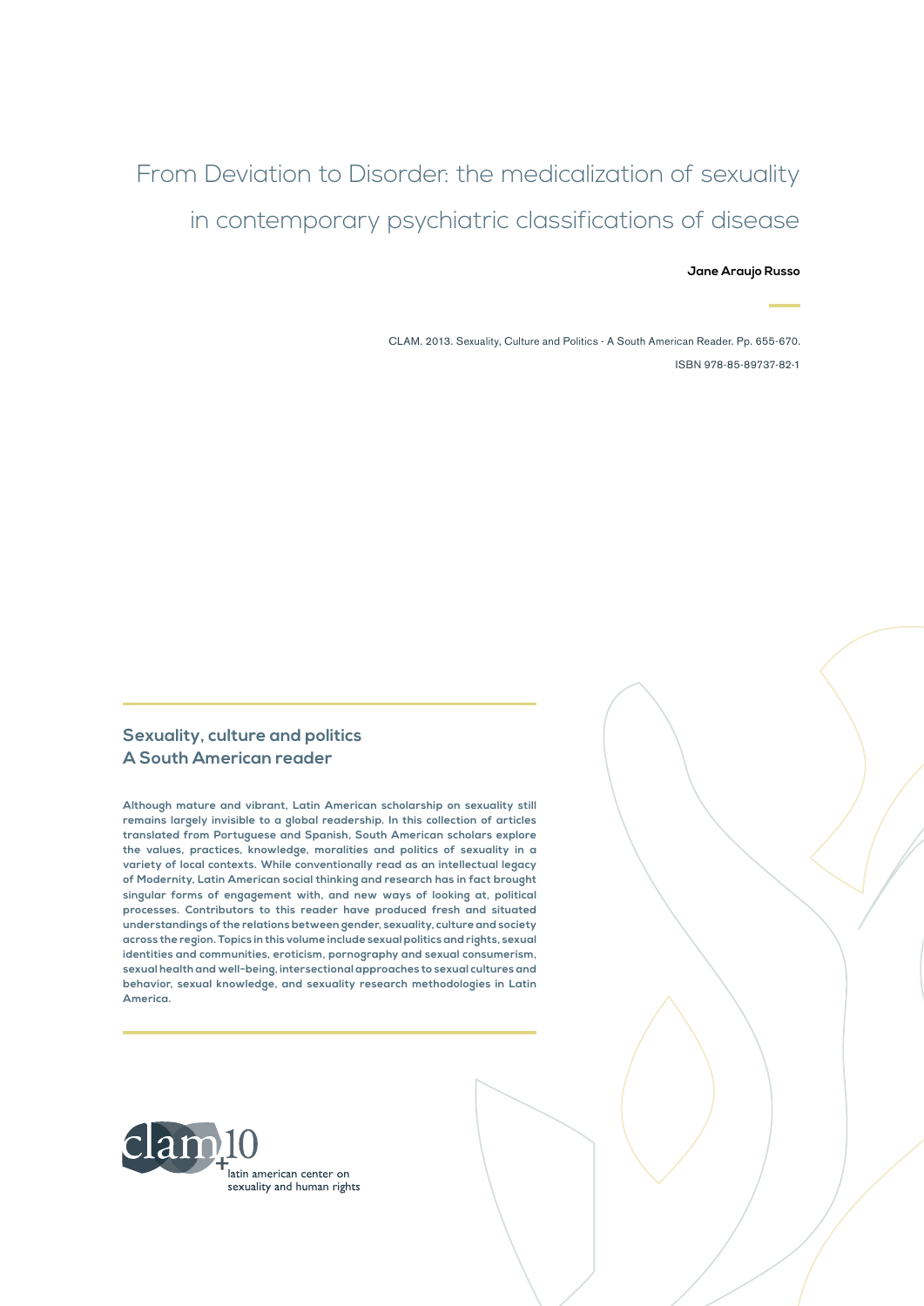# From Deviation to Disorder: the medicalization of sexuality in contemporary psychiatric classifications of disease

**Jane Araujo Russo**

CLAM. 2013. Sexuality, Culture and Politics - A South American Reader. Pp. 655-670.

ISBN 978-85-89737-82-1

## Sexuality, culture and politics
## A South American reader

**Although mature and vibrant, Latin American scholarship on sexuality still remains largely invisible to a global readership. In this collection of articles translated from Portuguese and Spanish, South American scholars explore the values, practices, knowledge, moralities and politics of sexuality in a variety of local contexts. While conventionally read as an intellectual legacy of Modernity, Latin American social thinking and research has in fact brought singular forms of engagement with, and new ways of looking at, political processes. Contributors to this reader have produced fresh and situated understandings of the relations between gender, sexuality, culture and society across the region. Topics in this volume include sexual politics and rights, sexual identities and communities, eroticism, pornography and sexual consumerism, sexual health and well-being, intersectional approaches to sexual cultures and behavior, sexual knowledge, and sexuality research methodologies in Latin America.**

clam +10

latin american center on sexuality and human rights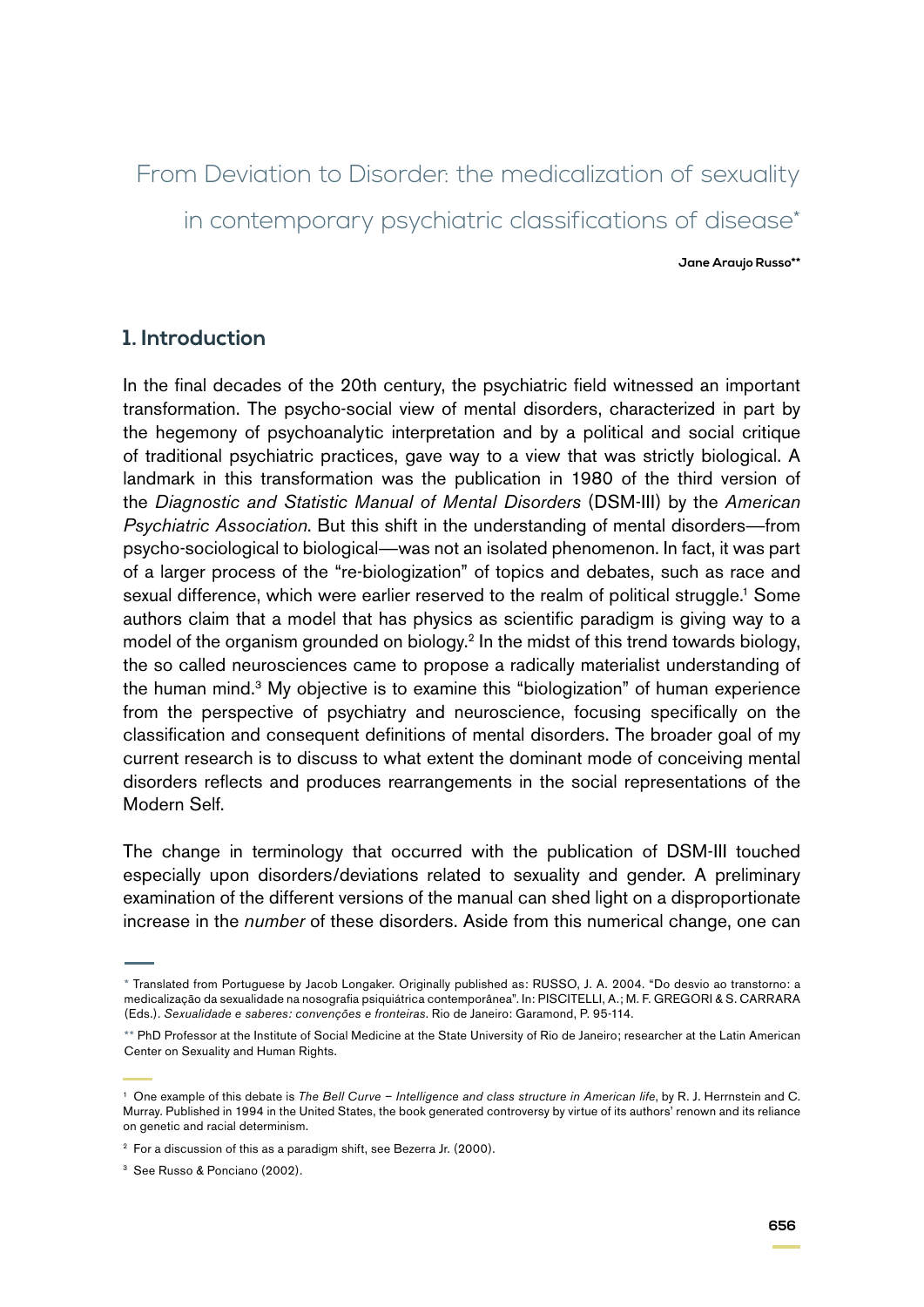# From Deviation to Disorder: the medicalization of sexuality in contemporary psychiatric classifications of disease*

**Jane Araujo Russo****

## 1. Introduction

In the final decades of the 20th century, the psychiatric field witnessed an important transformation. The psycho-social view of mental disorders, characterized in part by the hegemony of psychoanalytic interpretation and by a political and social critique of traditional psychiatric practices, gave way to a view that was strictly biological. A landmark in this transformation was the publication in 1980 of the third version of the *Diagnostic and Statistic Manual of Mental Disorders* (DSM-III) by the *American Psychiatric Association*. But this shift in the understanding of mental disorders—from psycho-sociological to biological—was not an isolated phenomenon. In fact, it was part of a larger process of the "re-biologization" of topics and debates, such as race and sexual difference, which were earlier reserved to the realm of political struggle.[1] Some authors claim that a model that has physics as scientific paradigm is giving way to a model of the organism grounded on biology.[2] In the midst of this trend towards biology, the so called neurosciences came to propose a radically materialist understanding of the human mind.[3] My objective is to examine this "biologization" of human experience from the perspective of psychiatry and neuroscience, focusing specifically on the classification and consequent definitions of mental disorders. The broader goal of my current research is to discuss to what extent the dominant mode of conceiving mental disorders reflects and produces rearrangements in the social representations of the Modern Self.

The change in terminology that occurred with the publication of DSM-III touched especially upon disorders/deviations related to sexuality and gender. A preliminary examination of the different versions of the manual can shed light on a disproportionate increase in the *number* of these disorders. Aside from this numerical change, one can

---

* Translated from Portuguese by Jacob Longaker. Originally published as: RUSSO, J. A. 2004. "Do desvio ao transtorno: a medicalização da sexualidade na nosografia psiquiátrica contemporânea". In: PISCITELLI, A.; M. F. GREGORI & S. CARRARA (Eds.). *Sexualidade e saberes: convenções e fronteiras*. Rio de Janeiro: Garamond, P. 95-114.

** PhD Professor at the Institute of Social Medicine at the State University of Rio de Janeiro; researcher at the Latin American Center on Sexuality and Human Rights.

[1] One example of this debate is *The Bell Curve – Intelligence and class structure in American life*, by R. J. Herrnstein and C. Murray. Published in 1994 in the United States, the book generated controversy by virtue of its authors' renown and its reliance on genetic and racial determinism.

[2] For a discussion of this as a paradigm shift, see Bezerra Jr. (2000).

[3] See Russo & Ponciano (2002).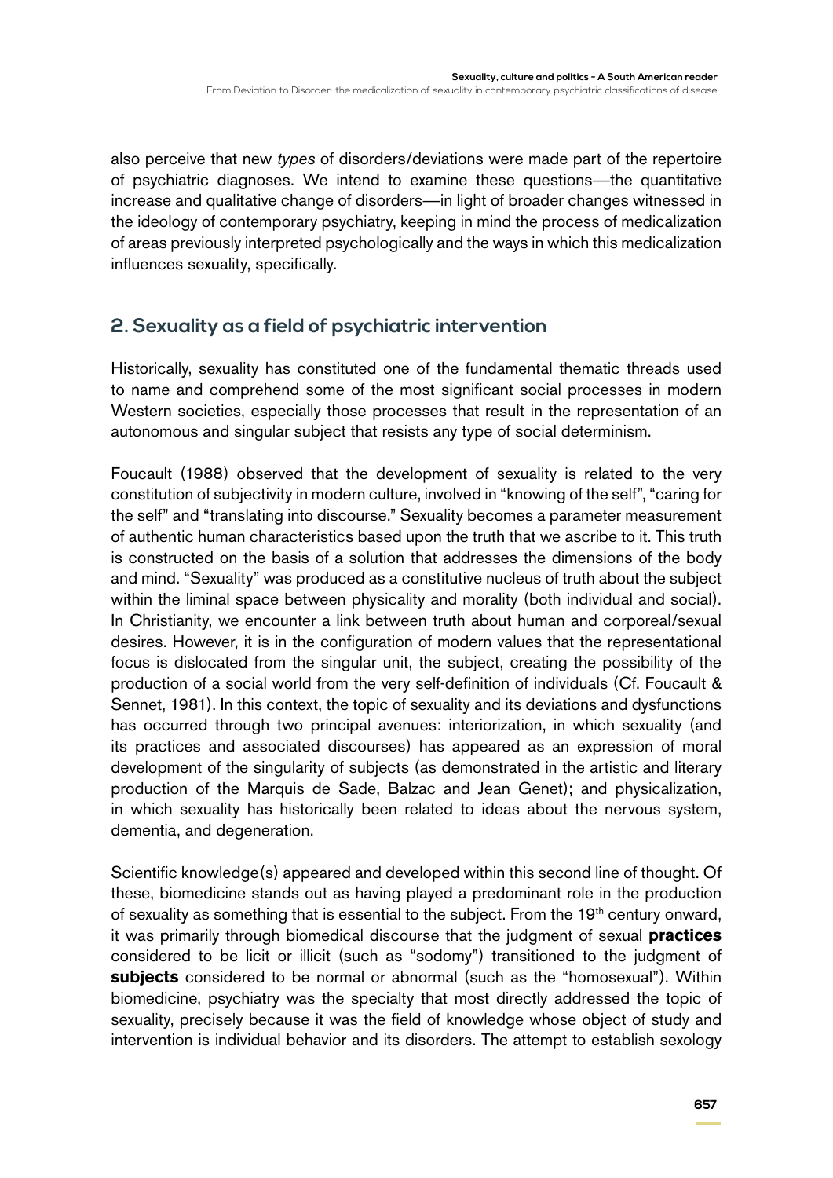also perceive that new *types* of disorders/deviations were made part of the repertoire of psychiatric diagnoses. We intend to examine these questions—the quantitative increase and qualitative change of disorders—in light of broader changes witnessed in the ideology of contemporary psychiatry, keeping in mind the process of medicalization of areas previously interpreted psychologically and the ways in which this medicalization influences sexuality, specifically.

## 2. Sexuality as a field of psychiatric intervention

Historically, sexuality has constituted one of the fundamental thematic threads used to name and comprehend some of the most significant social processes in modern Western societies, especially those processes that result in the representation of an autonomous and singular subject that resists any type of social determinism.

Foucault (1988) observed that the development of sexuality is related to the very constitution of subjectivity in modern culture, involved in "knowing of the self", "caring for the self" and "translating into discourse." Sexuality becomes a parameter measurement of authentic human characteristics based upon the truth that we ascribe to it. This truth is constructed on the basis of a solution that addresses the dimensions of the body and mind. "Sexuality" was produced as a constitutive nucleus of truth about the subject within the liminal space between physicality and morality (both individual and social). In Christianity, we encounter a link between truth about human and corporeal/sexual desires. However, it is in the configuration of modern values that the representational focus is dislocated from the singular unit, the subject, creating the possibility of the production of a social world from the very self-definition of individuals (Cf. Foucault & Sennet, 1981). In this context, the topic of sexuality and its deviations and dysfunctions has occurred through two principal avenues: interiorization, in which sexuality (and its practices and associated discourses) has appeared as an expression of moral development of the singularity of subjects (as demonstrated in the artistic and literary production of the Marquis de Sade, Balzac and Jean Genet); and physicalization, in which sexuality has historically been related to ideas about the nervous system, dementia, and degeneration.

Scientific knowledge(s) appeared and developed within this second line of thought. Of these, biomedicine stands out as having played a predominant role in the production of sexuality as something that is essential to the subject. From the 19th century onward, it was primarily through biomedical discourse that the judgment of sexual **practices** considered to be licit or illicit (such as "sodomy") transitioned to the judgment of **subjects** considered to be normal or abnormal (such as the "homosexual"). Within biomedicine, psychiatry was the specialty that most directly addressed the topic of sexuality, precisely because it was the field of knowledge whose object of study and intervention is individual behavior and its disorders. The attempt to establish sexology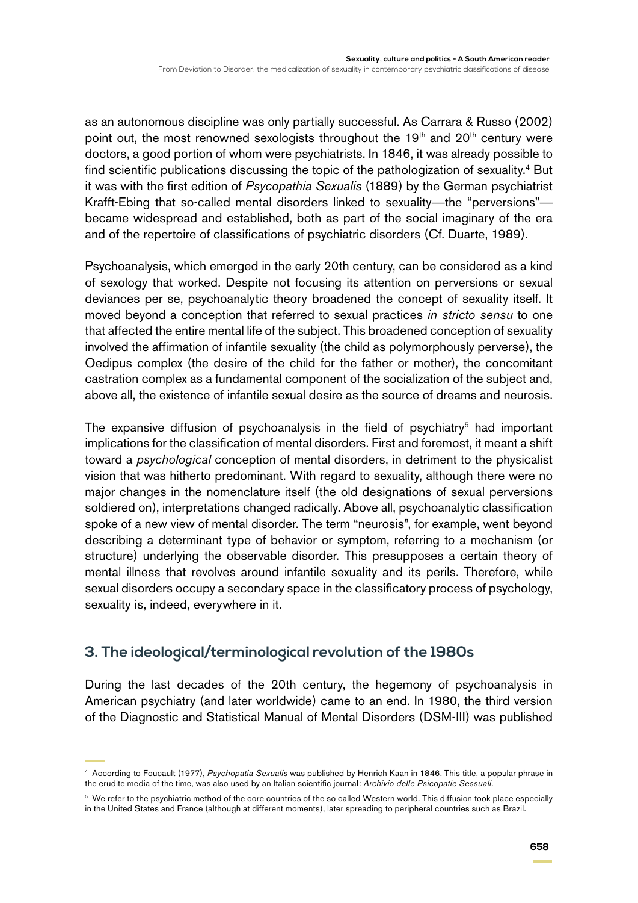as an autonomous discipline was only partially successful. As Carrara & Russo (2002) point out, the most renowned sexologists throughout the 19th and 20th century were doctors, a good portion of whom were psychiatrists. In 1846, it was already possible to find scientific publications discussing the topic of the pathologization of sexuality.[4] But it was with the first edition of *Psycopathia Sexualis* (1889) by the German psychiatrist Krafft-Ebing that so-called mental disorders linked to sexuality—the "perversions"—became widespread and established, both as part of the social imaginary of the era and of the repertoire of classifications of psychiatric disorders (Cf. Duarte, 1989).

Psychoanalysis, which emerged in the early 20th century, can be considered as a kind of sexology that worked. Despite not focusing its attention on perversions or sexual deviances per se, psychoanalytic theory broadened the concept of sexuality itself. It moved beyond a conception that referred to sexual practices *in stricto sensu* to one that affected the entire mental life of the subject. This broadened conception of sexuality involved the affirmation of infantile sexuality (the child as polymorphously perverse), the Oedipus complex (the desire of the child for the father or mother), the concomitant castration complex as a fundamental component of the socialization of the subject and, above all, the existence of infantile sexual desire as the source of dreams and neurosis.

The expansive diffusion of psychoanalysis in the field of psychiatry[5] had important implications for the classification of mental disorders. First and foremost, it meant a shift toward a *psychological* conception of mental disorders, in detriment to the physicalist vision that was hitherto predominant. With regard to sexuality, although there were no major changes in the nomenclature itself (the old designations of sexual perversions soldiered on), interpretations changed radically. Above all, psychoanalytic classification spoke of a new view of mental disorder. The term "neurosis", for example, went beyond describing a determinant type of behavior or symptom, referring to a mechanism (or structure) underlying the observable disorder. This presupposes a certain theory of mental illness that revolves around infantile sexuality and its perils. Therefore, while sexual disorders occupy a secondary space in the classificatory process of psychology, sexuality is, indeed, everywhere in it.

## 3. The ideological/terminological revolution of the 1980s

During the last decades of the 20th century, the hegemony of psychoanalysis in American psychiatry (and later worldwide) came to an end. In 1980, the third version of the Diagnostic and Statistical Manual of Mental Disorders (DSM-III) was published

---

[4] According to Foucault (1977), *Psychopatia Sexualis* was published by Henrich Kaan in 1846. This title, a popular phrase in the erudite media of the time, was also used by an Italian scientific journal: *Archivio delle Psicopatie Sessuali.*

[5] We refer to the psychiatric method of the core countries of the so called Western world. This diffusion took place especially in the United States and France (although at different moments), later spreading to peripheral countries such as Brazil.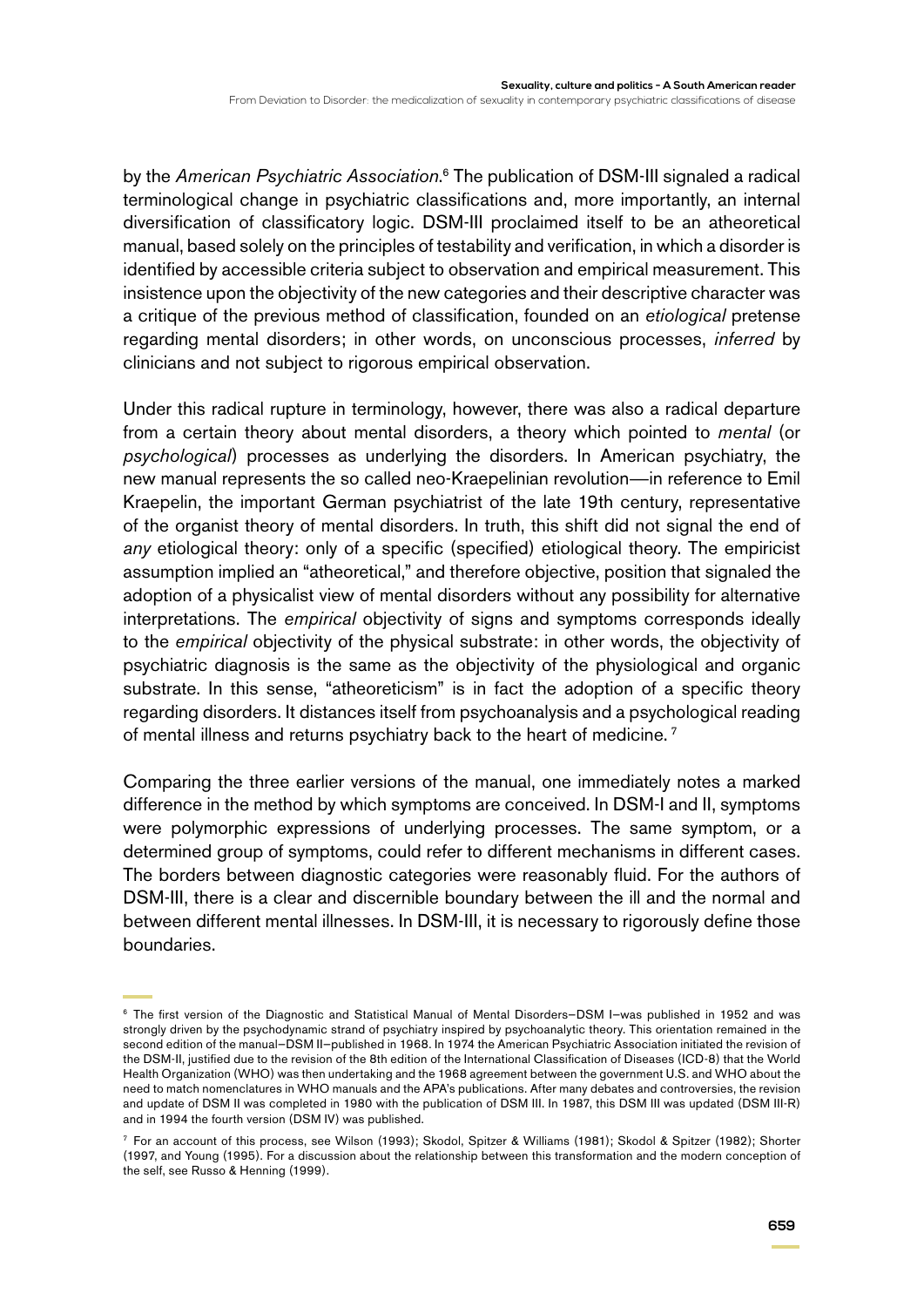by the *American Psychiatric Association*.[6] The publication of DSM-III signaled a radical terminological change in psychiatric classifications and, more importantly, an internal diversification of classificatory logic. DSM-III proclaimed itself to be an atheoretical manual, based solely on the principles of testability and verification, in which a disorder is identified by accessible criteria subject to observation and empirical measurement. This insistence upon the objectivity of the new categories and their descriptive character was a critique of the previous method of classification, founded on an *etiological* pretense regarding mental disorders; in other words, on unconscious processes, *inferred* by clinicians and not subject to rigorous empirical observation.

Under this radical rupture in terminology, however, there was also a radical departure from a certain theory about mental disorders, a theory which pointed to *mental* (or *psychological*) processes as underlying the disorders. In American psychiatry, the new manual represents the so called neo-Kraepelinian revolution—in reference to Emil Kraepelin, the important German psychiatrist of the late 19th century, representative of the organist theory of mental disorders. In truth, this shift did not signal the end of *any* etiological theory: only of a specific (specified) etiological theory. The empiricist assumption implied an "atheoretical," and therefore objective, position that signaled the adoption of a physicalist view of mental disorders without any possibility for alternative interpretations. The *empirical* objectivity of signs and symptoms corresponds ideally to the *empirical* objectivity of the physical substrate: in other words, the objectivity of psychiatric diagnosis is the same as the objectivity of the physiological and organic substrate. In this sense, "atheoreticism" is in fact the adoption of a specific theory regarding disorders. It distances itself from psychoanalysis and a psychological reading of mental illness and returns psychiatry back to the heart of medicine.[7]

Comparing the three earlier versions of the manual, one immediately notes a marked difference in the method by which symptoms are conceived. In DSM-I and II, symptoms were polymorphic expressions of underlying processes. The same symptom, or a determined group of symptoms, could refer to different mechanisms in different cases. The borders between diagnostic categories were reasonably fluid. For the authors of DSM-III, there is a clear and discernible boundary between the ill and the normal and between different mental illnesses. In DSM-III, it is necessary to rigorously define those boundaries.

---

[6] The first version of the Diagnostic and Statistical Manual of Mental Disorders–DSM I–was published in 1952 and was strongly driven by the psychodynamic strand of psychiatry inspired by psychoanalytic theory. This orientation remained in the second edition of the manual–DSM II–published in 1968. In 1974 the American Psychiatric Association initiated the revision of the DSM-II, justified due to the revision of the 8th edition of the International Classification of Diseases (ICD-8) that the World Health Organization (WHO) was then undertaking and the 1968 agreement between the government U.S. and WHO about the need to match nomenclatures in WHO manuals and the APA's publications. After many debates and controversies, the revision and update of DSM II was completed in 1980 with the publication of DSM III. In 1987, this DSM III was updated (DSM III-R) and in 1994 the fourth version (DSM IV) was published.

[7] For an account of this process, see Wilson (1993); Skodol, Spitzer & Williams (1981); Skodol & Spitzer (1982); Shorter (1997, and Young (1995). For a discussion about the relationship between this transformation and the modern conception of the self, see Russo & Henning (1999).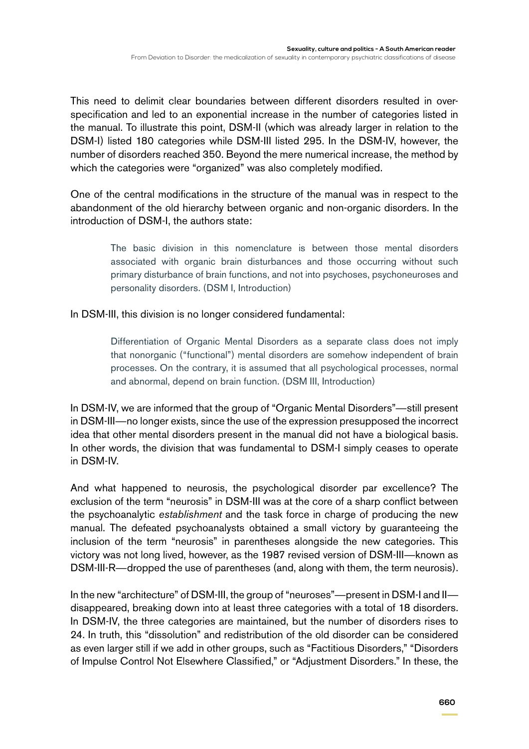This need to delimit clear boundaries between different disorders resulted in over-specification and led to an exponential increase in the number of categories listed in the manual. To illustrate this point, DSM-II (which was already larger in relation to the DSM-I) listed 180 categories while DSM-III listed 295. In the DSM-IV, however, the number of disorders reached 350. Beyond the mere numerical increase, the method by which the categories were "organized" was also completely modified.

One of the central modifications in the structure of the manual was in respect to the abandonment of the old hierarchy between organic and non-organic disorders. In the introduction of DSM-I, the authors state:

> The basic division in this nomenclature is between those mental disorders associated with organic brain disturbances and those occurring without such primary disturbance of brain functions, and not into psychoses, psychoneuroses and personality disorders. (DSM I, Introduction)

In DSM-III, this division is no longer considered fundamental:

> Differentiation of Organic Mental Disorders as a separate class does not imply that nonorganic ("functional") mental disorders are somehow independent of brain processes. On the contrary, it is assumed that all psychological processes, normal and abnormal, depend on brain function. (DSM III, Introduction)

In DSM-IV, we are informed that the group of "Organic Mental Disorders"—still present in DSM-III—no longer exists, since the use of the expression presupposed the incorrect idea that other mental disorders present in the manual did not have a biological basis. In other words, the division that was fundamental to DSM-I simply ceases to operate in DSM-IV.

And what happened to neurosis, the psychological disorder par excellence? The exclusion of the term "neurosis" in DSM-III was at the core of a sharp conflict between the psychoanalytic *establishment* and the task force in charge of producing the new manual. The defeated psychoanalysts obtained a small victory by guaranteeing the inclusion of the term "neurosis" in parentheses alongside the new categories. This victory was not long lived, however, as the 1987 revised version of DSM-III—known as DSM-III-R—dropped the use of parentheses (and, along with them, the term neurosis).

In the new "architecture" of DSM-III, the group of "neuroses"—present in DSM-I and II—disappeared, breaking down into at least three categories with a total of 18 disorders. In DSM-IV, the three categories are maintained, but the number of disorders rises to 24. In truth, this "dissolution" and redistribution of the old disorder can be considered as even larger still if we add in other groups, such as "Factitious Disorders," "Disorders of Impulse Control Not Elsewhere Classified," or "Adjustment Disorders." In these, the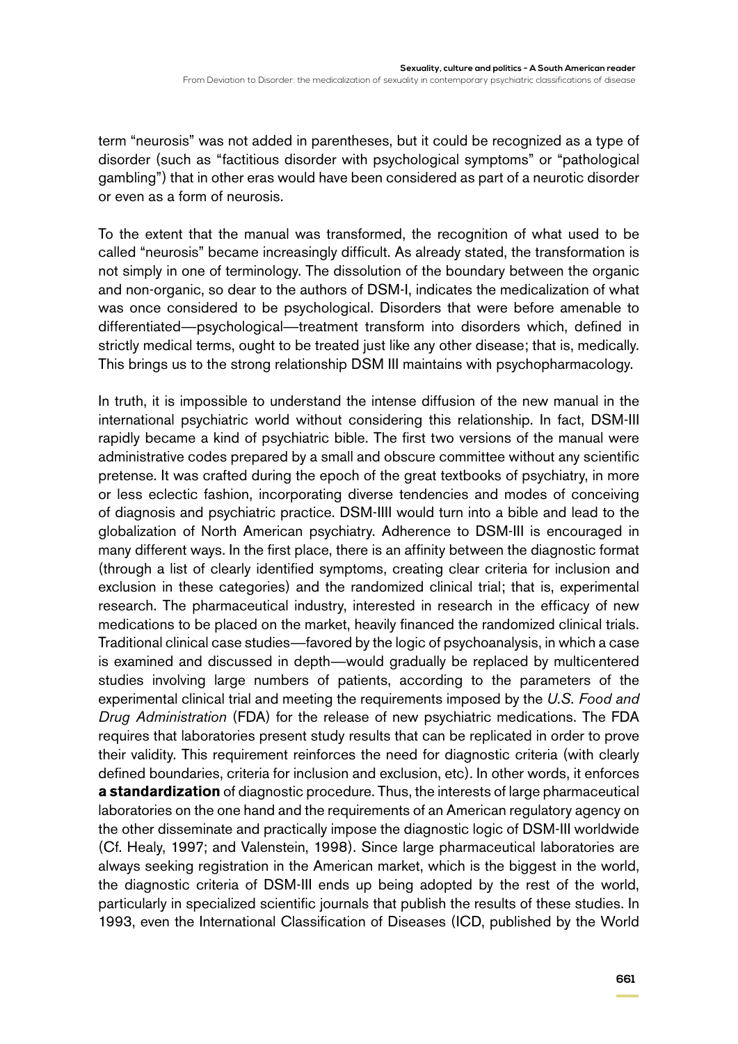term "neurosis" was not added in parentheses, but it could be recognized as a type of disorder (such as "factitious disorder with psychological symptoms" or "pathological gambling") that in other eras would have been considered as part of a neurotic disorder or even as a form of neurosis.

To the extent that the manual was transformed, the recognition of what used to be called "neurosis" became increasingly difficult. As already stated, the transformation is not simply in one of terminology. The dissolution of the boundary between the organic and non-organic, so dear to the authors of DSM-I, indicates the medicalization of what was once considered to be psychological. Disorders that were before amenable to differentiated—psychological—treatment transform into disorders which, defined in strictly medical terms, ought to be treated just like any other disease; that is, medically. This brings us to the strong relationship DSM III maintains with psychopharmacology.

In truth, it is impossible to understand the intense diffusion of the new manual in the international psychiatric world without considering this relationship. In fact, DSM-III rapidly became a kind of psychiatric bible. The first two versions of the manual were administrative codes prepared by a small and obscure committee without any scientific pretense. It was crafted during the epoch of the great textbooks of psychiatry, in more or less eclectic fashion, incorporating diverse tendencies and modes of conceiving of diagnosis and psychiatric practice. DSM-IIII would turn into a bible and lead to the globalization of North American psychiatry. Adherence to DSM-III is encouraged in many different ways. In the first place, there is an affinity between the diagnostic format (through a list of clearly identified symptoms, creating clear criteria for inclusion and exclusion in these categories) and the randomized clinical trial; that is, experimental research. The pharmaceutical industry, interested in research in the efficacy of new medications to be placed on the market, heavily financed the randomized clinical trials. Traditional clinical case studies—favored by the logic of psychoanalysis, in which a case is examined and discussed in depth—would gradually be replaced by multicentered studies involving large numbers of patients, according to the parameters of the experimental clinical trial and meeting the requirements imposed by the *U.S. Food and Drug Administration* (FDA) for the release of new psychiatric medications. The FDA requires that laboratories present study results that can be replicated in order to prove their validity. This requirement reinforces the need for diagnostic criteria (with clearly defined boundaries, criteria for inclusion and exclusion, etc). In other words, it enforces **a standardization** of diagnostic procedure. Thus, the interests of large pharmaceutical laboratories on the one hand and the requirements of an American regulatory agency on the other disseminate and practically impose the diagnostic logic of DSM-III worldwide (Cf. Healy, 1997; and Valenstein, 1998). Since large pharmaceutical laboratories are always seeking registration in the American market, which is the biggest in the world, the diagnostic criteria of DSM-III ends up being adopted by the rest of the world, particularly in specialized scientific journals that publish the results of these studies. In 1993, even the International Classification of Diseases (ICD, published by the World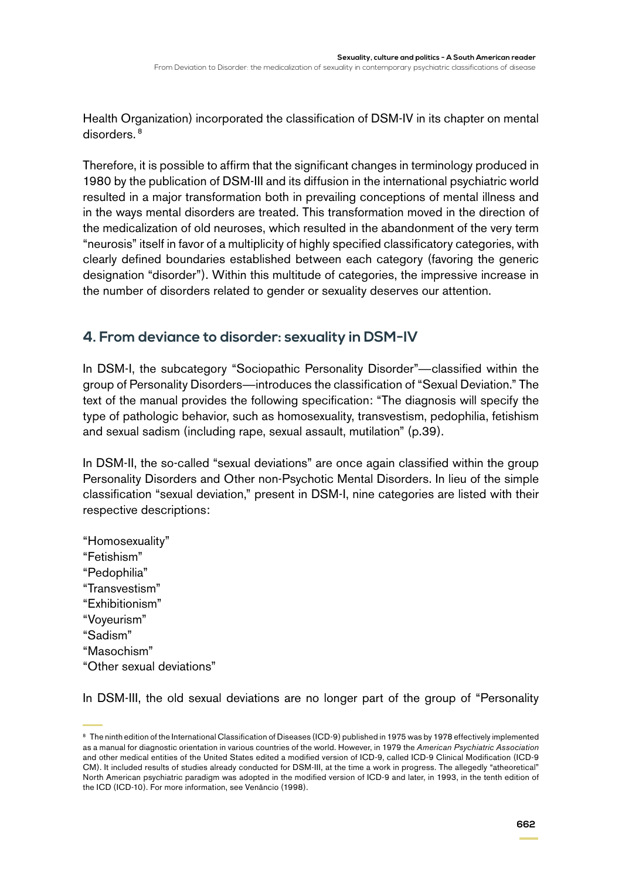Health Organization) incorporated the classification of DSM-IV in its chapter on mental disorders. [8]

Therefore, it is possible to affirm that the significant changes in terminology produced in 1980 by the publication of DSM-III and its diffusion in the international psychiatric world resulted in a major transformation both in prevailing conceptions of mental illness and in the ways mental disorders are treated. This transformation moved in the direction of the medicalization of old neuroses, which resulted in the abandonment of the very term "neurosis" itself in favor of a multiplicity of highly specified classificatory categories, with clearly defined boundaries established between each category (favoring the generic designation "disorder"). Within this multitude of categories, the impressive increase in the number of disorders related to gender or sexuality deserves our attention.

## 4. From deviance to disorder: sexuality in DSM-IV

In DSM-I, the subcategory "Sociopathic Personality Disorder"—classified within the group of Personality Disorders—introduces the classification of "Sexual Deviation." The text of the manual provides the following specification: "The diagnosis will specify the type of pathologic behavior, such as homosexuality, transvestism, pedophilia, fetishism and sexual sadism (including rape, sexual assault, mutilation" (p.39).

In DSM-II, the so-called "sexual deviations" are once again classified within the group Personality Disorders and Other non-Psychotic Mental Disorders. In lieu of the simple classification "sexual deviation," present in DSM-I, nine categories are listed with their respective descriptions:

"Homosexuality"
"Fetishism"
"Pedophilia"
"Transvestism"
"Exhibitionism"
"Voyeurism"
"Sadism"
"Masochism"
"Other sexual deviations"

In DSM-III, the old sexual deviations are no longer part of the group of "Personality

[8] The ninth edition of the International Classification of Diseases (ICD-9) published in 1975 was by 1978 effectively implemented as a manual for diagnostic orientation in various countries of the world. However, in 1979 the *American Psychiatric Association* and other medical entities of the United States edited a modified version of ICD-9, called ICD-9 Clinical Modification (ICD-9 CM). It included results of studies already conducted for DSM-III, at the time a work in progress. The allegedly "atheoretical" North American psychiatric paradigm was adopted in the modified version of ICD-9 and later, in 1993, in the tenth edition of the ICD (ICD-10). For more information, see Venâncio (1998).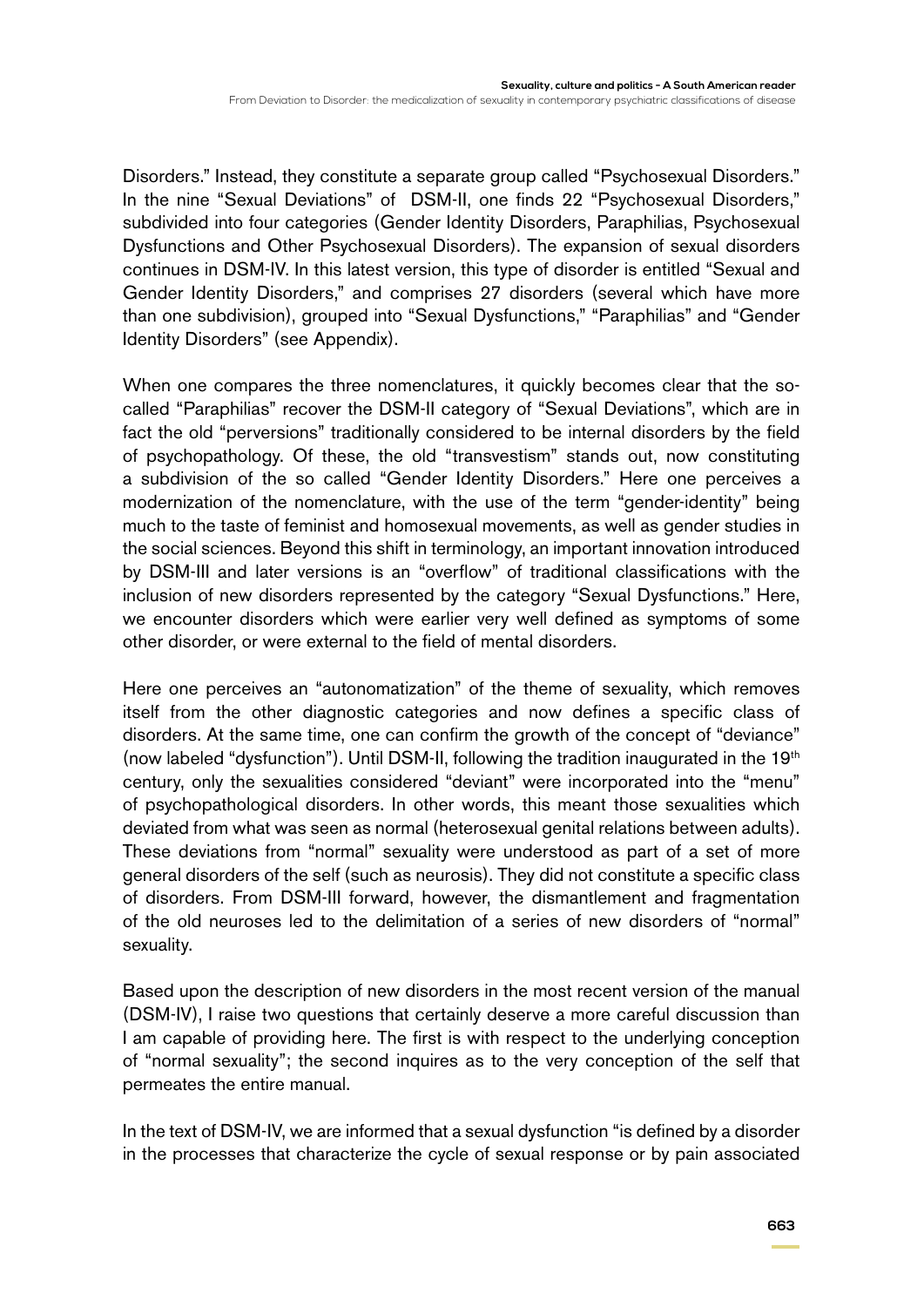Disorders." Instead, they constitute a separate group called "Psychosexual Disorders." In the nine "Sexual Deviations" of DSM-II, one finds 22 "Psychosexual Disorders," subdivided into four categories (Gender Identity Disorders, Paraphilias, Psychosexual Dysfunctions and Other Psychosexual Disorders). The expansion of sexual disorders continues in DSM-IV. In this latest version, this type of disorder is entitled "Sexual and Gender Identity Disorders," and comprises 27 disorders (several which have more than one subdivision), grouped into "Sexual Dysfunctions," "Paraphilias" and "Gender Identity Disorders" (see Appendix).

When one compares the three nomenclatures, it quickly becomes clear that the so-called "Paraphilias" recover the DSM-II category of "Sexual Deviations", which are in fact the old "perversions" traditionally considered to be internal disorders by the field of psychopathology. Of these, the old "transvestism" stands out, now constituting a subdivision of the so called "Gender Identity Disorders." Here one perceives a modernization of the nomenclature, with the use of the term "gender-identity" being much to the taste of feminist and homosexual movements, as well as gender studies in the social sciences. Beyond this shift in terminology, an important innovation introduced by DSM-III and later versions is an "overflow" of traditional classifications with the inclusion of new disorders represented by the category "Sexual Dysfunctions." Here, we encounter disorders which were earlier very well defined as symptoms of some other disorder, or were external to the field of mental disorders.

Here one perceives an "autonomatization" of the theme of sexuality, which removes itself from the other diagnostic categories and now defines a specific class of disorders. At the same time, one can confirm the growth of the concept of "deviance" (now labeled "dysfunction"). Until DSM-II, following the tradition inaugurated in the 19th century, only the sexualities considered "deviant" were incorporated into the "menu" of psychopathological disorders. In other words, this meant those sexualities which deviated from what was seen as normal (heterosexual genital relations between adults). These deviations from "normal" sexuality were understood as part of a set of more general disorders of the self (such as neurosis). They did not constitute a specific class of disorders. From DSM-III forward, however, the dismantlement and fragmentation of the old neuroses led to the delimitation of a series of new disorders of "normal" sexuality.

Based upon the description of new disorders in the most recent version of the manual (DSM-IV), I raise two questions that certainly deserve a more careful discussion than I am capable of providing here. The first is with respect to the underlying conception of "normal sexuality"; the second inquires as to the very conception of the self that permeates the entire manual.

In the text of DSM-IV, we are informed that a sexual dysfunction "is defined by a disorder in the processes that characterize the cycle of sexual response or by pain associated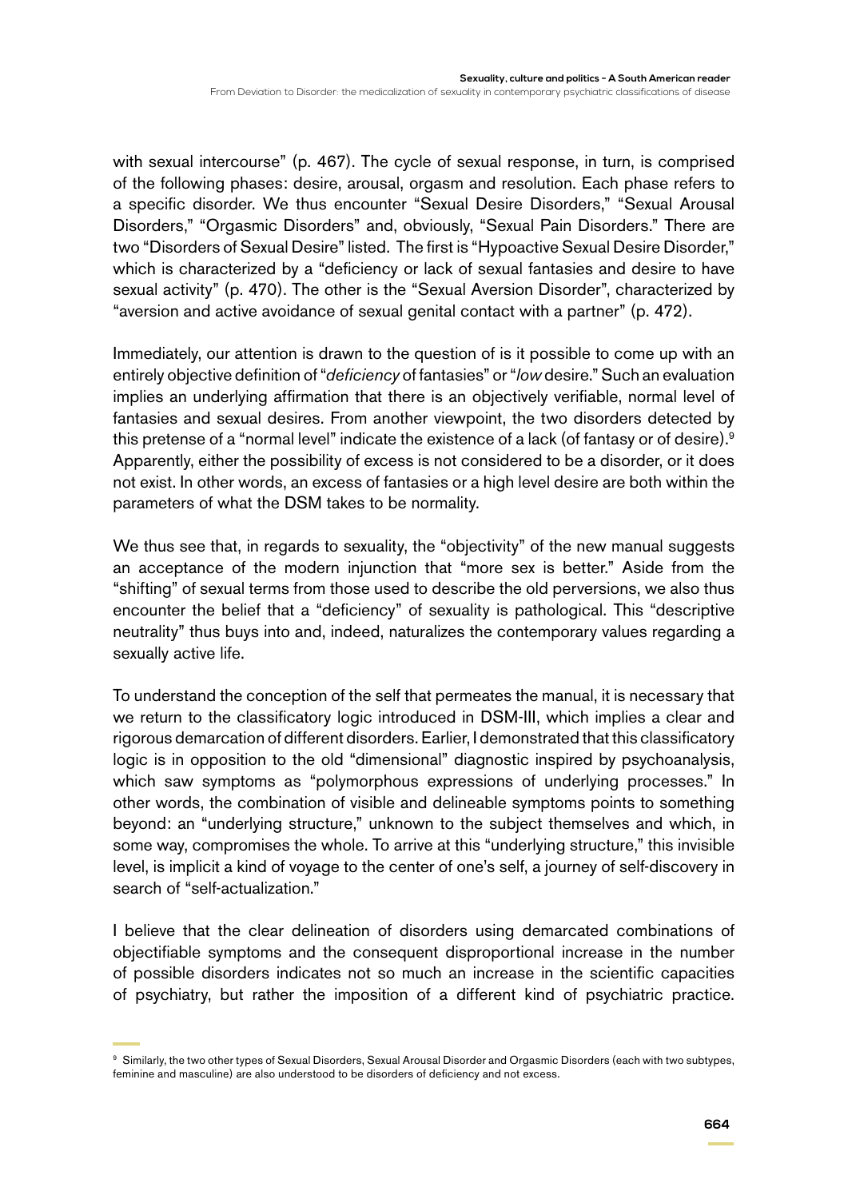with sexual intercourse" (p. 467). The cycle of sexual response, in turn, is comprised of the following phases: desire, arousal, orgasm and resolution. Each phase refers to a specific disorder. We thus encounter "Sexual Desire Disorders," "Sexual Arousal Disorders," "Orgasmic Disorders" and, obviously, "Sexual Pain Disorders." There are two "Disorders of Sexual Desire" listed. The first is "Hypoactive Sexual Desire Disorder," which is characterized by a "deficiency or lack of sexual fantasies and desire to have sexual activity" (p. 470). The other is the "Sexual Aversion Disorder", characterized by "aversion and active avoidance of sexual genital contact with a partner" (p. 472).

Immediately, our attention is drawn to the question of is it possible to come up with an entirely objective definition of "*deficiency* of fantasies" or "*low* desire." Such an evaluation implies an underlying affirmation that there is an objectively verifiable, normal level of fantasies and sexual desires. From another viewpoint, the two disorders detected by this pretense of a "normal level" indicate the existence of a lack (of fantasy or of desire).[9] Apparently, either the possibility of excess is not considered to be a disorder, or it does not exist. In other words, an excess of fantasies or a high level desire are both within the parameters of what the DSM takes to be normality.

We thus see that, in regards to sexuality, the "objectivity" of the new manual suggests an acceptance of the modern injunction that "more sex is better." Aside from the "shifting" of sexual terms from those used to describe the old perversions, we also thus encounter the belief that a "deficiency" of sexuality is pathological. This "descriptive neutrality" thus buys into and, indeed, naturalizes the contemporary values regarding a sexually active life.

To understand the conception of the self that permeates the manual, it is necessary that we return to the classificatory logic introduced in DSM-III, which implies a clear and rigorous demarcation of different disorders. Earlier, I demonstrated that this classificatory logic is in opposition to the old "dimensional" diagnostic inspired by psychoanalysis, which saw symptoms as "polymorphous expressions of underlying processes." In other words, the combination of visible and delineable symptoms points to something beyond: an "underlying structure," unknown to the subject themselves and which, in some way, compromises the whole. To arrive at this "underlying structure," this invisible level, is implicit a kind of voyage to the center of one's self, a journey of self-discovery in search of "self-actualization."

I believe that the clear delineation of disorders using demarcated combinations of objectifiable symptoms and the consequent disproportional increase in the number of possible disorders indicates not so much an increase in the scientific capacities of psychiatry, but rather the imposition of a different kind of psychiatric practice.

[9] Similarly, the two other types of Sexual Disorders, Sexual Arousal Disorder and Orgasmic Disorders (each with two subtypes, feminine and masculine) are also understood to be disorders of deficiency and not excess.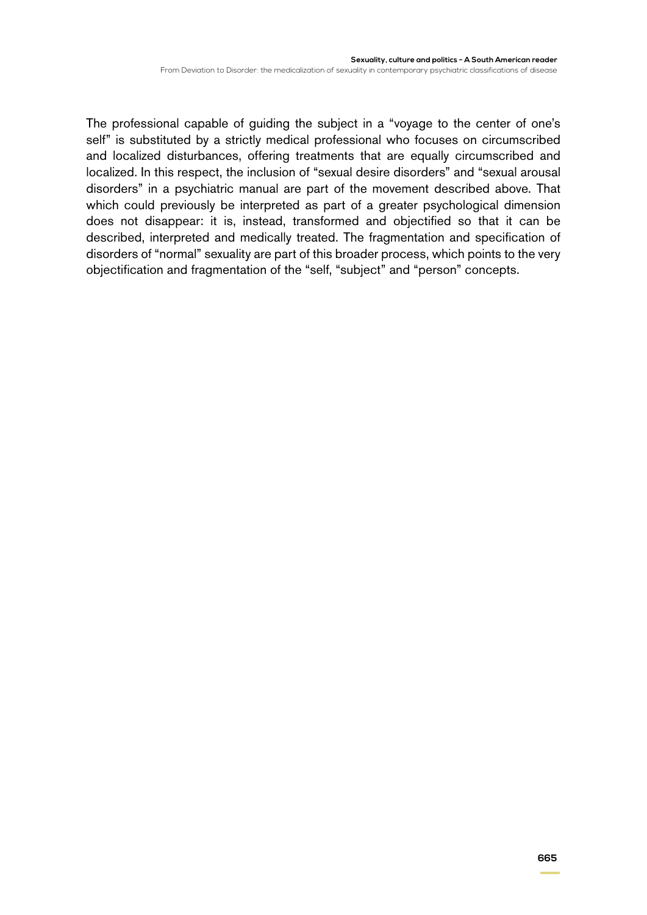The professional capable of guiding the subject in a "voyage to the center of one's self" is substituted by a strictly medical professional who focuses on circumscribed and localized disturbances, offering treatments that are equally circumscribed and localized. In this respect, the inclusion of "sexual desire disorders" and "sexual arousal disorders" in a psychiatric manual are part of the movement described above. That which could previously be interpreted as part of a greater psychological dimension does not disappear: it is, instead, transformed and objectified so that it can be described, interpreted and medically treated. The fragmentation and specification of disorders of "normal" sexuality are part of this broader process, which points to the very objectification and fragmentation of the "self, "subject" and "person" concepts.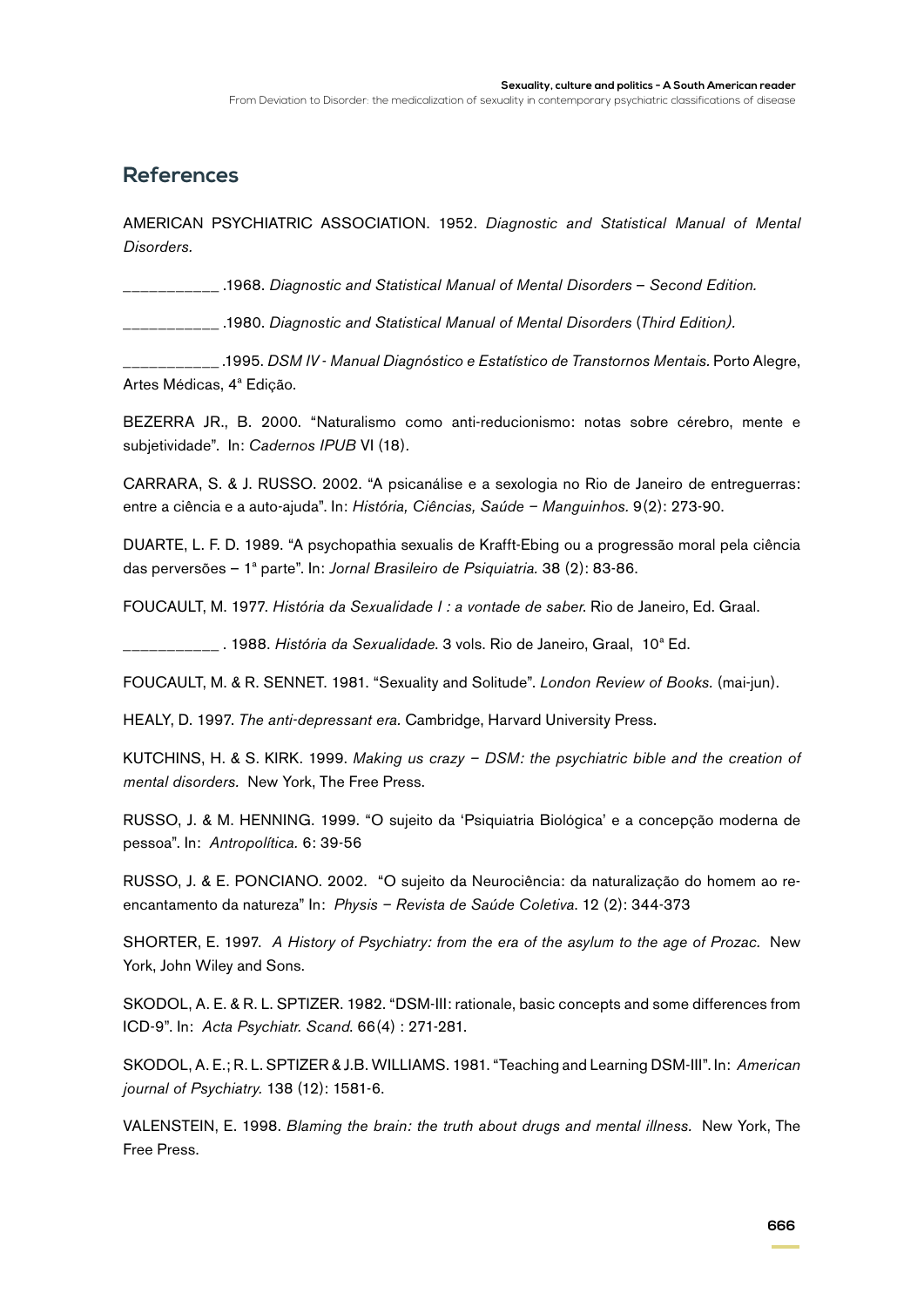## References

AMERICAN PSYCHIATRIC ASSOCIATION. 1952. *Diagnostic and Statistical Manual of Mental Disorders.*

___________ .1968. *Diagnostic and Statistical Manual of Mental Disorders – Second Edition.*

___________ .1980. *Diagnostic and Statistical Manual of Mental Disorders* (*Third Edition).*

___________ .1995. *DSM IV - Manual Diagnóstico e Estatístico de Transtornos Mentais.* Porto Alegre, Artes Médicas, 4ª Edição.

BEZERRA JR., B. 2000. "Naturalismo como anti-reducionismo: notas sobre cérebro, mente e subjetividade". In: *Cadernos IPUB* VI (18).

CARRARA, S. & J. RUSSO. 2002. "A psicanálise e a sexologia no Rio de Janeiro de entreguerras: entre a ciência e a auto-ajuda". In: *História, Ciências, Saúde – Manguinhos.* 9(2): 273-90.

DUARTE, L. F. D. 1989. "A psychopathia sexualis de Krafft-Ebing ou a progressão moral pela ciência das perversões – 1ª parte". In: *Jornal Brasileiro de Psiquiatria.* 38 (2): 83-86.

FOUCAULT, M. 1977. *História da Sexualidade I : a vontade de saber.* Rio de Janeiro, Ed. Graal.

___________ . 1988. *História da Sexualidade.* 3 vols. Rio de Janeiro, Graal, 10ª Ed.

FOUCAULT, M. & R. SENNET. 1981. "Sexuality and Solitude". *London Review of Books.* (mai-jun).

HEALY, D. 1997. *The anti-depressant era.* Cambridge, Harvard University Press.

KUTCHINS, H. & S. KIRK. 1999. *Making us crazy – DSM: the psychiatric bible and the creation of mental disorders.* New York, The Free Press.

RUSSO, J. & M. HENNING. 1999. "O sujeito da 'Psiquiatria Biológica' e a concepção moderna de pessoa". In: *Antropolítica.* 6: 39-56

RUSSO, J. & E. PONCIANO. 2002. "O sujeito da Neurociência: da naturalização do homem ao re-encantamento da natureza" In: *Physis – Revista de Saúde Coletiva.* 12 (2): 344-373

SHORTER, E. 1997. *A History of Psychiatry: from the era of the asylum to the age of Prozac.* New York, John Wiley and Sons.

SKODOL, A. E. & R. L. SPTIZER. 1982. "DSM-III: rationale, basic concepts and some differences from ICD-9". In: *Acta Psychiatr. Scand.* 66(4) : 271-281.

SKODOL, A. E.; R. L. SPTIZER & J.B. WILLIAMS. 1981. "Teaching and Learning DSM-III". In: *American journal of Psychiatry.* 138 (12): 1581-6.

VALENSTEIN, E. 1998. *Blaming the brain: the truth about drugs and mental illness.* New York, The Free Press.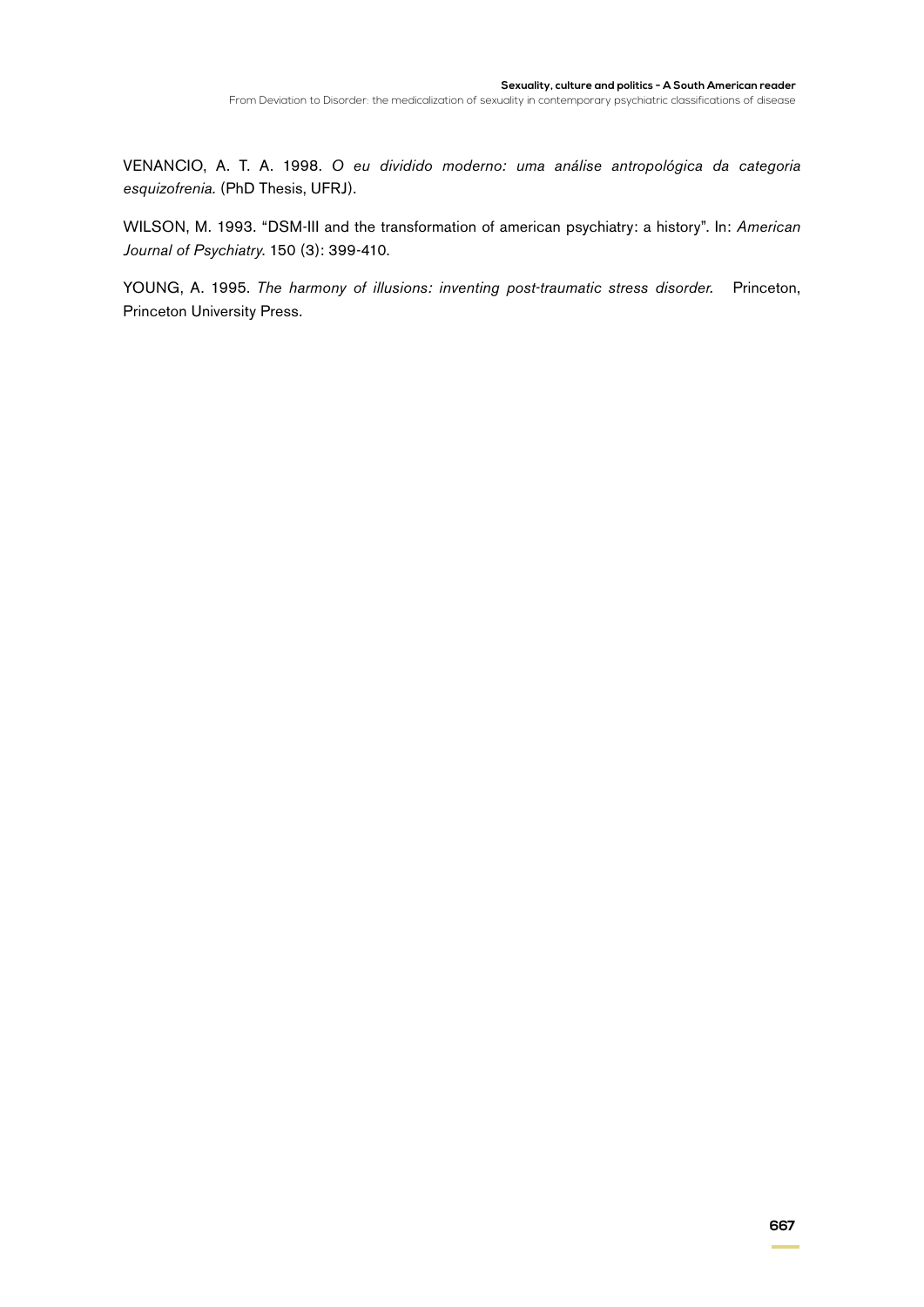VENANCIO, A. T. A. 1998. *O eu dividido moderno: uma análise antropológica da categoria esquizofrenia*. (PhD Thesis, UFRJ).

WILSON, M. 1993. "DSM-III and the transformation of american psychiatry: a history". In: *American Journal of Psychiatry*. 150 (3): 399-410.

YOUNG, A. 1995. *The harmony of illusions: inventing post-traumatic stress disorder.* Princeton, Princeton University Press.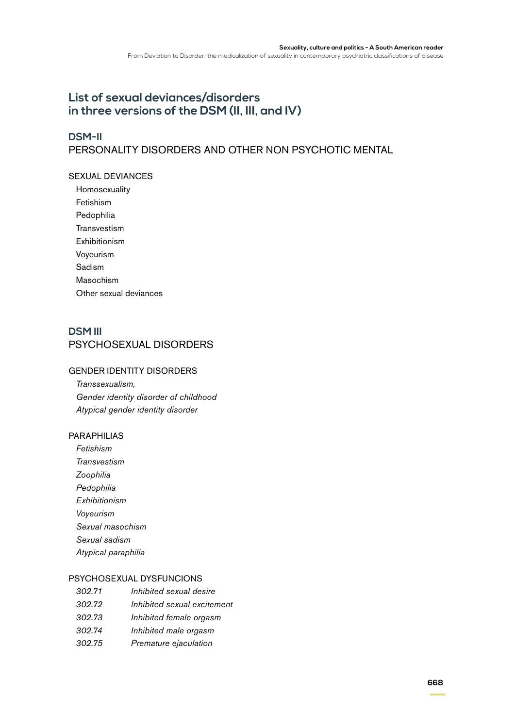## List of sexual deviances/disorders in three versions of the DSM (II, III, and IV)

### DSM-II

PERSONALITY DISORDERS AND OTHER NON PSYCHOTIC MENTAL

SEXUAL DEVIANCES

- Homosexuality
- Fetishism
- Pedophilia
- Transvestism
- Exhibitionism
- Voyeurism
- Sadism
- Masochism
- Other sexual deviances

### DSM III

PSYCHOSEXUAL DISORDERS

GENDER IDENTITY DISORDERS

- *Transsexualism,*
- *Gender identity disorder of childhood*
- *Atypical gender identity disorder*

PARAPHILIAS

- *Fetishism*
- *Transvestism*
- *Zoophilia*
- *Pedophilia*
- *Exhibitionism*
- *Voyeurism*
- *Sexual masochism*
- *Sexual sadism*
- *Atypical paraphilia*

PSYCHOSEXUAL DYSFUNCIONS

- *302.71* *Inhibited sexual desire*
- *302.72* *Inhibited sexual excitement*
- *302.73* *Inhibited female orgasm*
- *302.74* *Inhibited male orgasm*
- *302.75* *Premature ejaculation*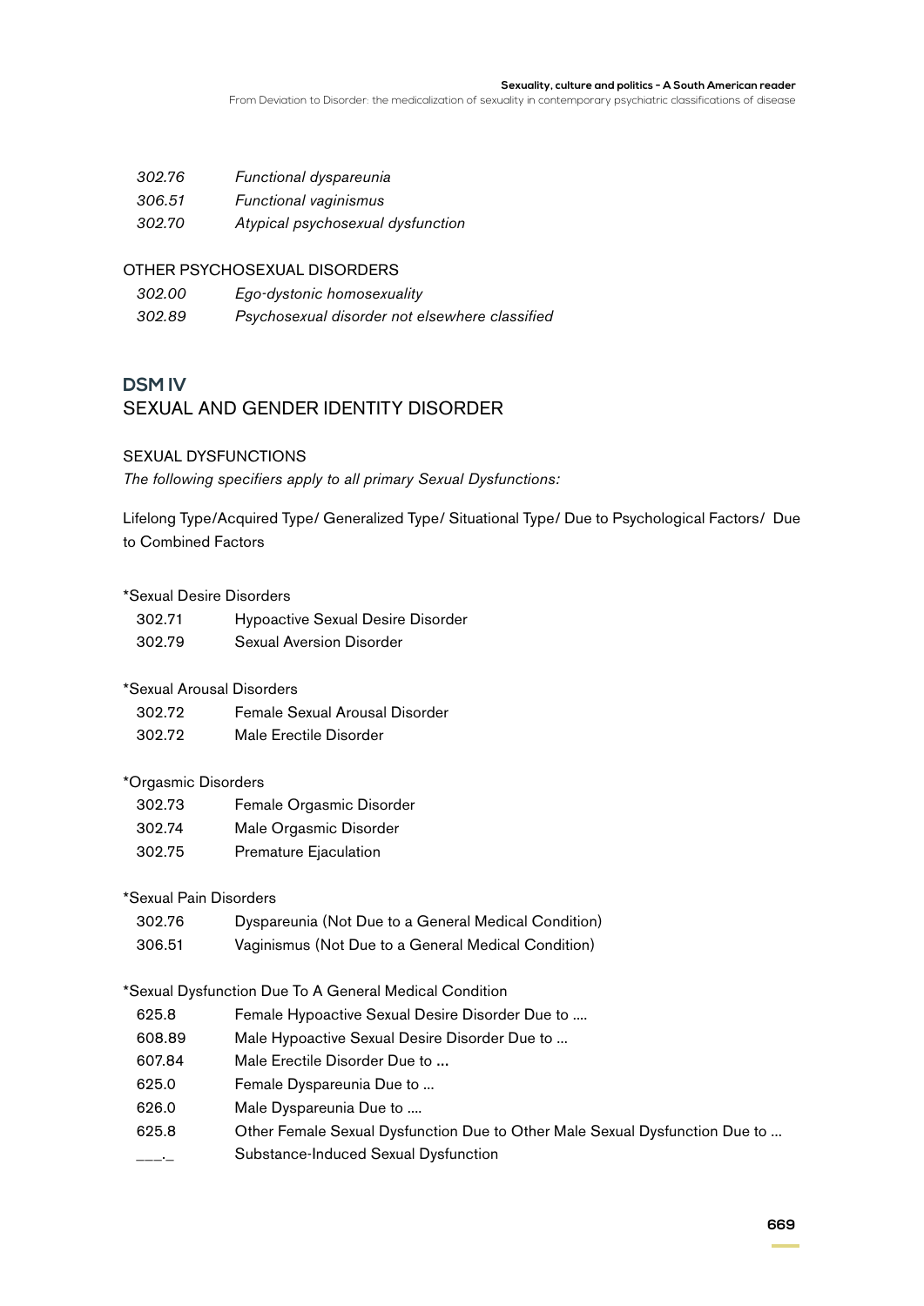| | |
|---|---|
| *302.76* | *Functional dyspareunia* |
| *306.51* | *Functional vaginismus* |
| *302.70* | *Atypical psychosexual dysfunction* |

OTHER PSYCHOSEXUAL DISORDERS

| | |
|---|---|
| *302.00* | *Ego-dystonic homosexuality* |
| *302.89* | *Psychosexual disorder not elsewhere classified* |

## DSM IV

## SEXUAL AND GENDER IDENTITY DISORDER

SEXUAL DYSFUNCTIONS

*The following specifiers apply to all primary Sexual Dysfunctions:*

Lifelong Type/Acquired Type/ Generalized Type/ Situational Type/ Due to Psychological Factors/ Due to Combined Factors

*Sexual Desire Disorders

| | |
|---|---|
| 302.71 | Hypoactive Sexual Desire Disorder |
| 302.79 | Sexual Aversion Disorder |

*Sexual Arousal Disorders

| | |
|---|---|
| 302.72 | Female Sexual Arousal Disorder |
| 302.72 | Male Erectile Disorder |

*Orgasmic Disorders

| | |
|---|---|
| 302.73 | Female Orgasmic Disorder |
| 302.74 | Male Orgasmic Disorder |
| 302.75 | Premature Ejaculation |

*Sexual Pain Disorders

| | |
|---|---|
| 302.76 | Dyspareunia (Not Due to a General Medical Condition) |
| 306.51 | Vaginismus (Not Due to a General Medical Condition) |

*Sexual Dysfunction Due To A General Medical Condition

| | |
|---|---|
| 625.8 | Female Hypoactive Sexual Desire Disorder Due to .... |
| 608.89 | Male Hypoactive Sexual Desire Disorder Due to ... |
| 607.84 | Male Erectile Disorder Due to ... |
| 625.0 | Female Dyspareunia Due to ... |
| 626.0 | Male Dyspareunia Due to .... |
| 625.8 | Other Female Sexual Dysfunction Due to Other Male Sexual Dysfunction Due to ... |
| ___._ | Substance-Induced Sexual Dysfunction |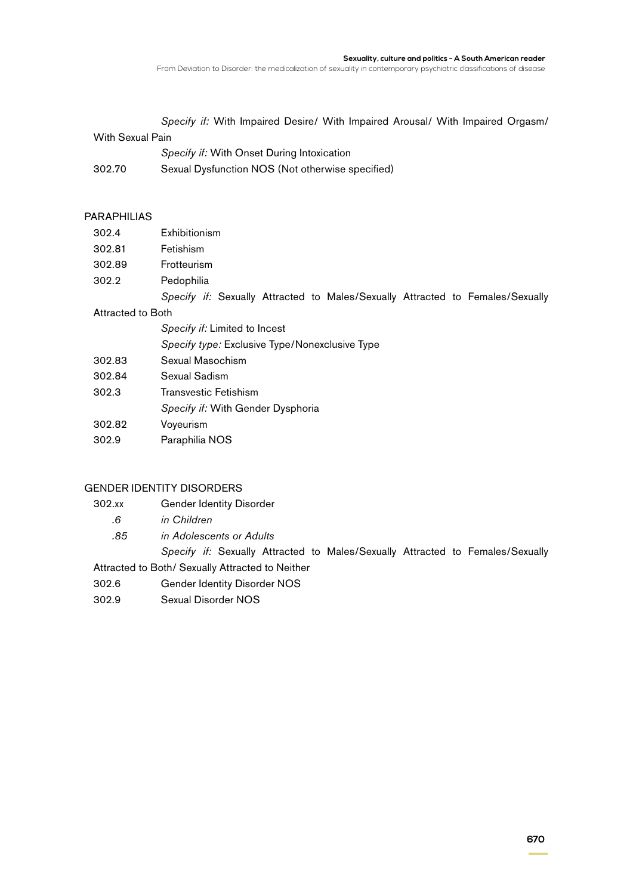*Specify if:* With Impaired Desire/ With Impaired Arousal/ With Impaired Orgasm/ With Sexual Pain

*Specify if:* With Onset During Intoxication

302.70 Sexual Dysfunction NOS (Not otherwise specified)

PARAPHILIAS

302.4 Exhibitionism

302.81 Fetishism

302.89 Frotteurism

302.2 Pedophilia

*Specify if:* Sexually Attracted to Males/Sexually Attracted to Females/Sexually Attracted to Both

*Specify if:* Limited to Incest

*Specify type:* Exclusive Type/Nonexclusive Type

302.83 Sexual Masochism

302.84 Sexual Sadism

302.3 Transvestic Fetishism

*Specify if:* With Gender Dysphoria

302.82 Voyeurism

302.9 Paraphilia NOS

GENDER IDENTITY DISORDERS

302.xx Gender Identity Disorder

*.6* *in Children*

*.85* *in Adolescents or Adults*

*Specify if:* Sexually Attracted to Males/Sexually Attracted to Females/Sexually Attracted to Both/ Sexually Attracted to Neither

302.6 Gender Identity Disorder NOS

302.9 Sexual Disorder NOS